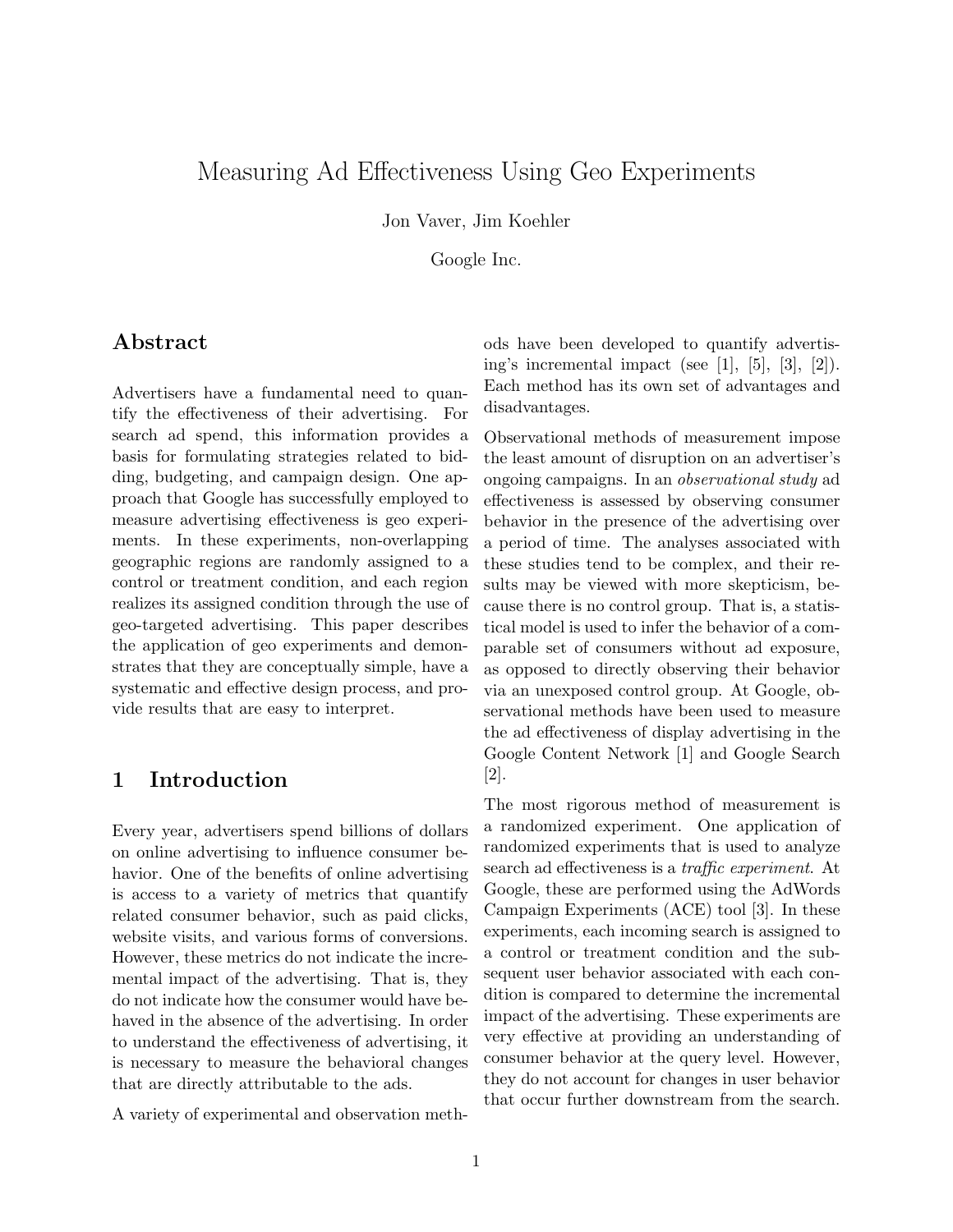# Measuring Ad Effectiveness Using Geo Experiments

Jon Vaver, Jim Koehler

Google Inc.

## Abstract

Advertisers have a fundamental need to quantify the effectiveness of their advertising. For search ad spend, this information provides a basis for formulating strategies related to bidding, budgeting, and campaign design. One approach that Google has successfully employed to measure advertising effectiveness is geo experiments. In these experiments, non-overlapping geographic regions are randomly assigned to a control or treatment condition, and each region realizes its assigned condition through the use of geo-targeted advertising. This paper describes the application of geo experiments and demonstrates that they are conceptually simple, have a systematic and effective design process, and provide results that are easy to interpret.

## 1 Introduction

Every year, advertisers spend billions of dollars on online advertising to influence consumer behavior. One of the benefits of online advertising is access to a variety of metrics that quantify related consumer behavior, such as paid clicks, website visits, and various forms of conversions. However, these metrics do not indicate the incremental impact of the advertising. That is, they do not indicate how the consumer would have behaved in the absence of the advertising. In order to understand the effectiveness of advertising, it is necessary to measure the behavioral changes that are directly attributable to the ads.

A variety of experimental and observation methods have been developed to quantify advertising's incremental impact (see [1], [5], [3], [2]). Each method has its own set of advantages and disadvantages.

Observational methods of measurement impose the least amount of disruption on an advertiser's ongoing campaigns. In an *observational study* ad effectiveness is assessed by observing consumer behavior in the presence of the advertising over a period of time. The analyses associated with these studies tend to be complex, and their results may be viewed with more skepticism, because there is no control group. That is, a statistical model is used to infer the behavior of a comparable set of consumers without ad exposure, as opposed to directly observing their behavior via an unexposed control group. At Google, observational methods have been used to measure the ad effectiveness of display advertising in the Google Content Network [1] and Google Search [2].

The most rigorous method of measurement is a randomized experiment. One application of randomized experiments that is used to analyze search ad effectiveness is a *traffic experiment*. At Google, these are performed using the AdWords Campaign Experiments (ACE) tool [3]. In these experiments, each incoming search is assigned to a control or treatment condition and the subsequent user behavior associated with each condition is compared to determine the incremental impact of the advertising. These experiments are very effective at providing an understanding of consumer behavior at the query level. However, they do not account for changes in user behavior that occur further downstream from the search.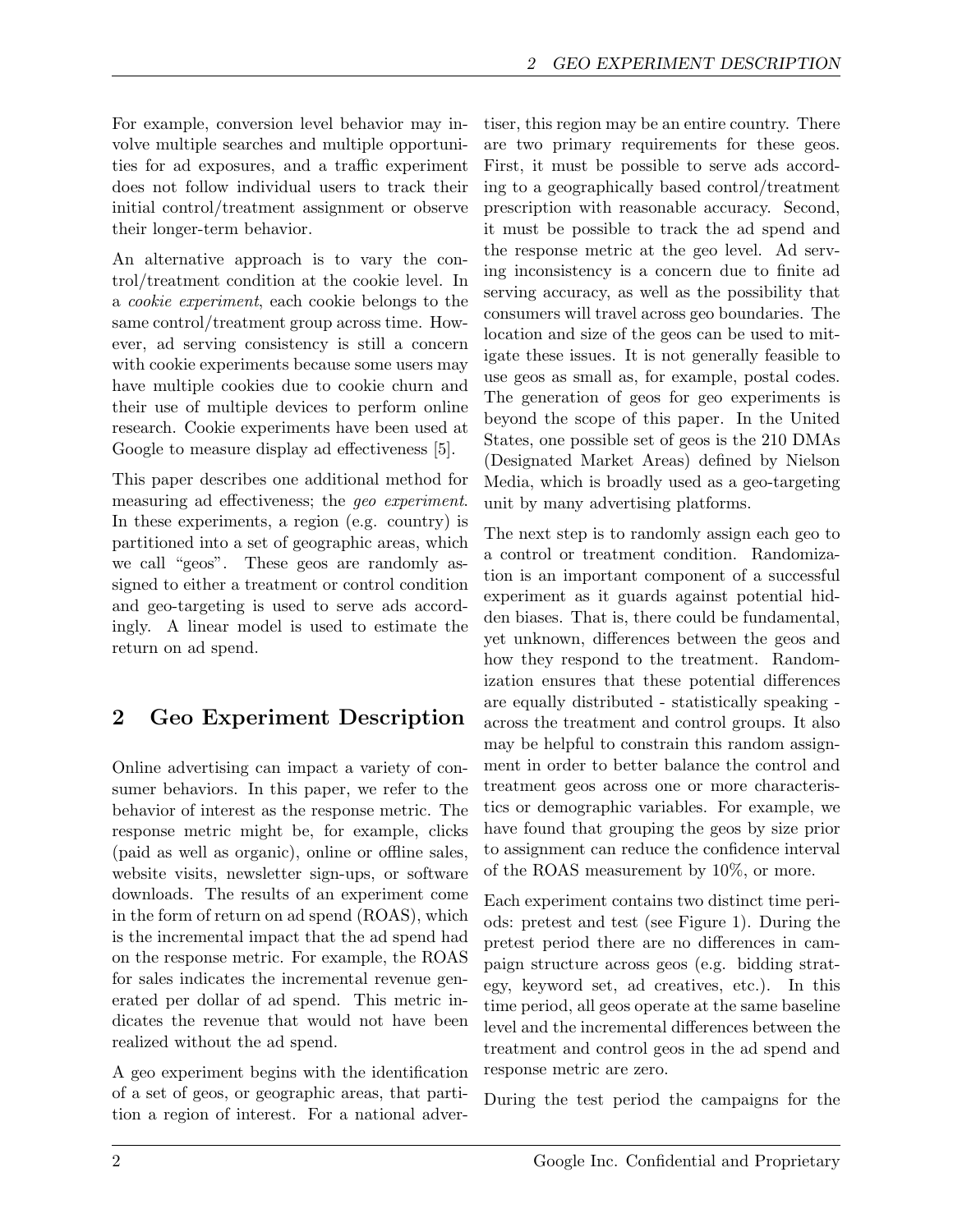For example, conversion level behavior may involve multiple searches and multiple opportunities for ad exposures, and a traffic experiment does not follow individual users to track their initial control/treatment assignment or observe their longer-term behavior.

An alternative approach is to vary the control/treatment condition at the cookie level. In a *cookie experiment*, each cookie belongs to the same control/treatment group across time. However, ad serving consistency is still a concern with cookie experiments because some users may have multiple cookies due to cookie churn and their use of multiple devices to perform online research. Cookie experiments have been used at Google to measure display ad effectiveness [5].

This paper describes one additional method for measuring ad effectiveness; the *geo experiment*. In these experiments, a region (e.g. country) is partitioned into a set of geographic areas, which we call "geos". These geos are randomly assigned to either a treatment or control condition and geo-targeting is used to serve ads accordingly. A linear model is used to estimate the return on ad spend.

## 2 Geo Experiment Description

Online advertising can impact a variety of consumer behaviors. In this paper, we refer to the behavior of interest as the response metric. The response metric might be, for example, clicks (paid as well as organic), online or offline sales, website visits, newsletter sign-ups, or software downloads. The results of an experiment come in the form of return on ad spend (ROAS), which is the incremental impact that the ad spend had on the response metric. For example, the ROAS for sales indicates the incremental revenue generated per dollar of ad spend. This metric indicates the revenue that would not have been realized without the ad spend.

A geo experiment begins with the identification of a set of geos, or geographic areas, that partition a region of interest. For a national advertiser, this region may be an entire country. There are two primary requirements for these geos. First, it must be possible to serve ads according to a geographically based control/treatment prescription with reasonable accuracy. Second, it must be possible to track the ad spend and the response metric at the geo level. Ad serving inconsistency is a concern due to finite ad serving accuracy, as well as the possibility that consumers will travel across geo boundaries. The location and size of the geos can be used to mitigate these issues. It is not generally feasible to use geos as small as, for example, postal codes. The generation of geos for geo experiments is beyond the scope of this paper. In the United States, one possible set of geos is the 210 DMAs (Designated Market Areas) defined by Nielson Media, which is broadly used as a geo-targeting unit by many advertising platforms.

The next step is to randomly assign each geo to a control or treatment condition. Randomization is an important component of a successful experiment as it guards against potential hidden biases. That is, there could be fundamental, yet unknown, differences between the geos and how they respond to the treatment. Randomization ensures that these potential differences are equally distributed - statistically speaking - across the treatment and control groups. It also may be helpful to constrain this random assignment in order to better balance the control and treatment geos across one or more characteristics or demographic variables. For example, we have found that grouping the geos by size prior to assignment can reduce the confidence interval of the ROAS measurement by 10%, or more.

Each experiment contains two distinct time periods: pretest and test (see Figure 1). During the pretest period there are no differences in campaign structure across geos (e.g. bidding strategy, keyword set, ad creatives, etc.). In this time period, all geos operate at the same baseline level and the incremental differences between the treatment and control geos in the ad spend and response metric are zero.

During the test period the campaigns for the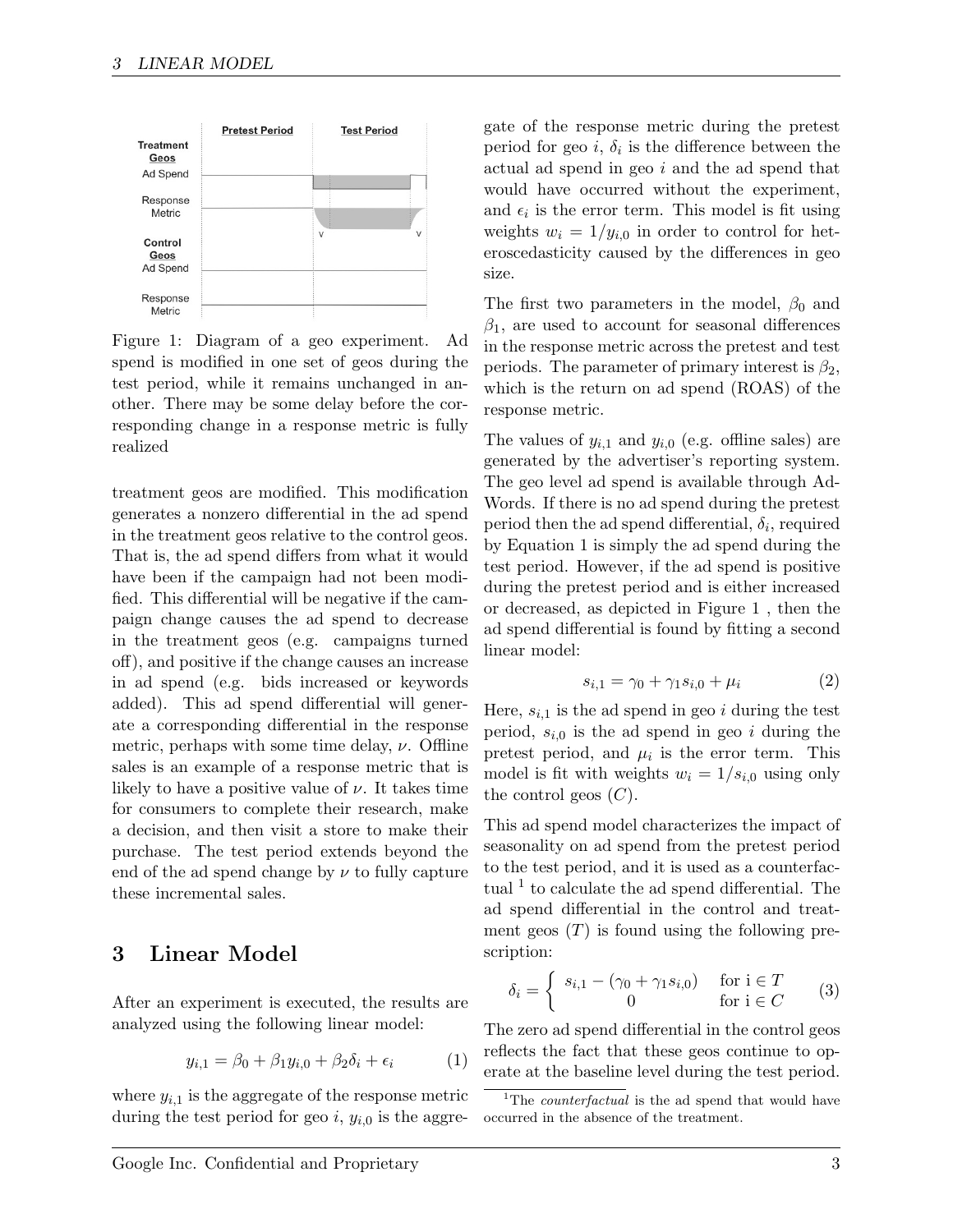Figure 1: Diagram of a geo experiment. Ad spend is modified in one set of geos during the test period, while it remains unchanged in another. There may be some delay before the corresponding change in a response metric is fully realized

treatment geos are modified. This modification generates a nonzero differential in the ad spend in the treatment geos relative to the control geos. That is, the ad spend differs from what it would have been if the campaign had not been modified. This differential will be negative if the campaign change causes the ad spend to decrease in the treatment geos (e.g. campaigns turned off), and positive if the change causes an increase in ad spend (e.g. bids increased or keywords added). This ad spend differential will generate a corresponding differential in the response metric, perhaps with some time delay, $\nu$. Offline sales is an example of a response metric that is likely to have a positive value of $\nu$. It takes time for consumers to complete their research, make a decision, and then visit a store to make their purchase. The test period extends beyond the end of the ad spend change by $\nu$ to fully capture these incremental sales.

## 3 Linear Model

After an experiment is executed, the results are analyzed using the following linear model:

$$y_{i,1} = \beta_0 + \beta_1 y_{i,0} + \beta_2 \delta_i + \epsilon_i \tag{1}$$

where $y_{i,1}$ is the aggregate of the response metric during the test period for geo $i$, $y_{i,0}$ is the aggregate of the response metric during the pretest period for geo $i$, $\delta_i$ is the difference between the actual ad spend in geo $i$ and the ad spend that would have occurred without the experiment, and $\epsilon_i$ is the error term. This model is fit using weights $w_i = 1/y_{i,0}$ in order to control for heteroscedasticity caused by the differences in geo size.

The first two parameters in the model, $\beta_0$ and $\beta_1$, are used to account for seasonal differences in the response metric across the pretest and test periods. The parameter of primary interest is $\beta_2$, which is the return on ad spend (ROAS) of the response metric.

The values of $y_{i,1}$ and $y_{i,0}$ (e.g. offline sales) are generated by the advertiser's reporting system. The geo level ad spend is available through AdWords. If there is no ad spend during the pretest period then the ad spend differential, $\delta_i$, required by Equation 1 is simply the ad spend during the test period. However, if the ad spend is positive during the pretest period and is either increased or decreased, as depicted in Figure 1 , then the ad spend differential is found by fitting a second linear model:

$$s_{i,1} = \gamma_0 + \gamma_1 s_{i,0} + \mu_i \tag{2}$$

Here, $s_{i,1}$ is the ad spend in geo $i$ during the test period, $s_{i,0}$ is the ad spend in geo $i$ during the pretest period, and $\mu_i$ is the error term. This model is fit with weights $w_i = 1/s_{i,0}$ using only the control geos ($C$).

This ad spend model characterizes the impact of seasonality on ad spend from the pretest period to the test period, and it is used as a counterfactual [1] to calculate the ad spend differential. The ad spend differential in the control and treatment geos ($T$) is found using the following prescription:

$$\delta_i = \begin{cases} s_{i,1} - (\gamma_0 + \gamma_1 s_{i,0}) & \text{for i} \in T \\ 0 & \text{for i} \in C \end{cases} \tag{3}$$

The zero ad spend differential in the control geos reflects the fact that these geos continue to operate at the baseline level during the test period.

[1] The *counterfactual* is the ad spend that would have occurred in the absence of the treatment.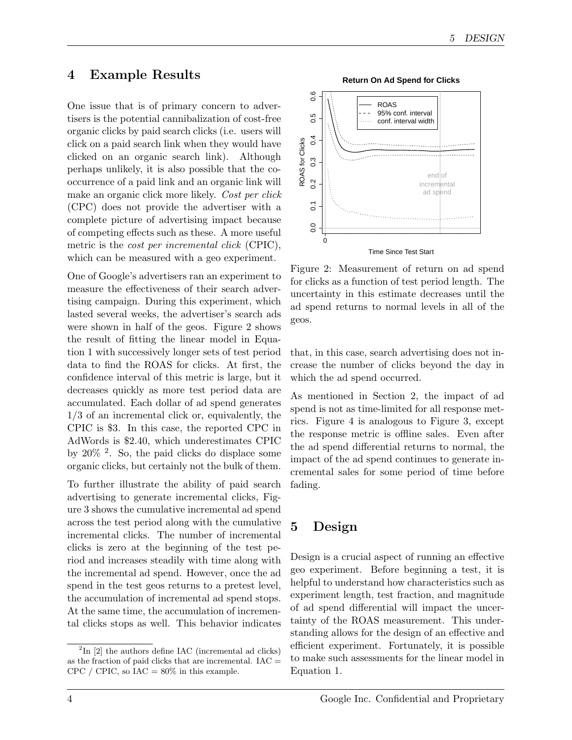## 4 Example Results

One issue that is of primary concern to advertisers is the potential cannibalization of cost-free organic clicks by paid search clicks (i.e. users will click on a paid search link when they would have clicked on an organic search link). Although perhaps unlikely, it is also possible that the cooccurrence of a paid link and an organic link will make an organic click more likely. *Cost per click* (CPC) does not provide the advertiser with a complete picture of advertising impact because of competing effects such as these. A more useful metric is the *cost per incremental click* (CPIC), which can be measured with a geo experiment.

One of Google's advertisers ran an experiment to measure the effectiveness of their search advertising campaign. During this experiment, which lasted several weeks, the advertiser's search ads were shown in half of the geos. Figure 2 shows the result of fitting the linear model in Equation 1 with successively longer sets of test period data to find the ROAS for clicks. At first, the confidence interval of this metric is large, but it decreases quickly as more test period data are accumulated. Each dollar of ad spend generates 1/3 of an incremental click or, equivalently, the CPIC is \$3. In this case, the reported CPC in AdWords is \$2.40, which underestimates CPIC by 20% [2]. So, the paid clicks do displace some organic clicks, but certainly not the bulk of them.

To further illustrate the ability of paid search advertising to generate incremental clicks, Figure 3 shows the cumulative incremental ad spend across the test period along with the cumulative incremental clicks. The number of incremental clicks is zero at the beginning of the test period and increases steadily with time along with the incremental ad spend. However, once the ad spend in the test geos returns to a pretest level, the accumulation of incremental ad spend stops. At the same time, the accumulation of incremental clicks stops as well. This behavior indicates that, in this case, search advertising does not increase the number of clicks beyond the day in which the ad spend occurred.

Figure 2: Measurement of return on ad spend for clicks as a function of test period length. The uncertainty in this estimate decreases until the ad spend returns to normal levels in all of the geos.

As mentioned in Section 2, the impact of ad spend is not as time-limited for all response metrics. Figure 4 is analogous to Figure 3, except the response metric is offline sales. Even after the ad spend differential returns to normal, the impact of the ad spend continues to generate incremental sales for some period of time before fading.

## 5 Design

Design is a crucial aspect of running an effective geo experiment. Before beginning a test, it is helpful to understand how characteristics such as experiment length, test fraction, and magnitude of ad spend differential will impact the uncertainty of the ROAS measurement. This understanding allows for the design of an effective and efficient experiment. Fortunately, it is possible to make such assessments for the linear model in Equation 1.

[2] In [2] the authors define IAC (incremental ad clicks) as the fraction of paid clicks that are incremental. IAC = CPC / CPIC, so IAC = 80% in this example.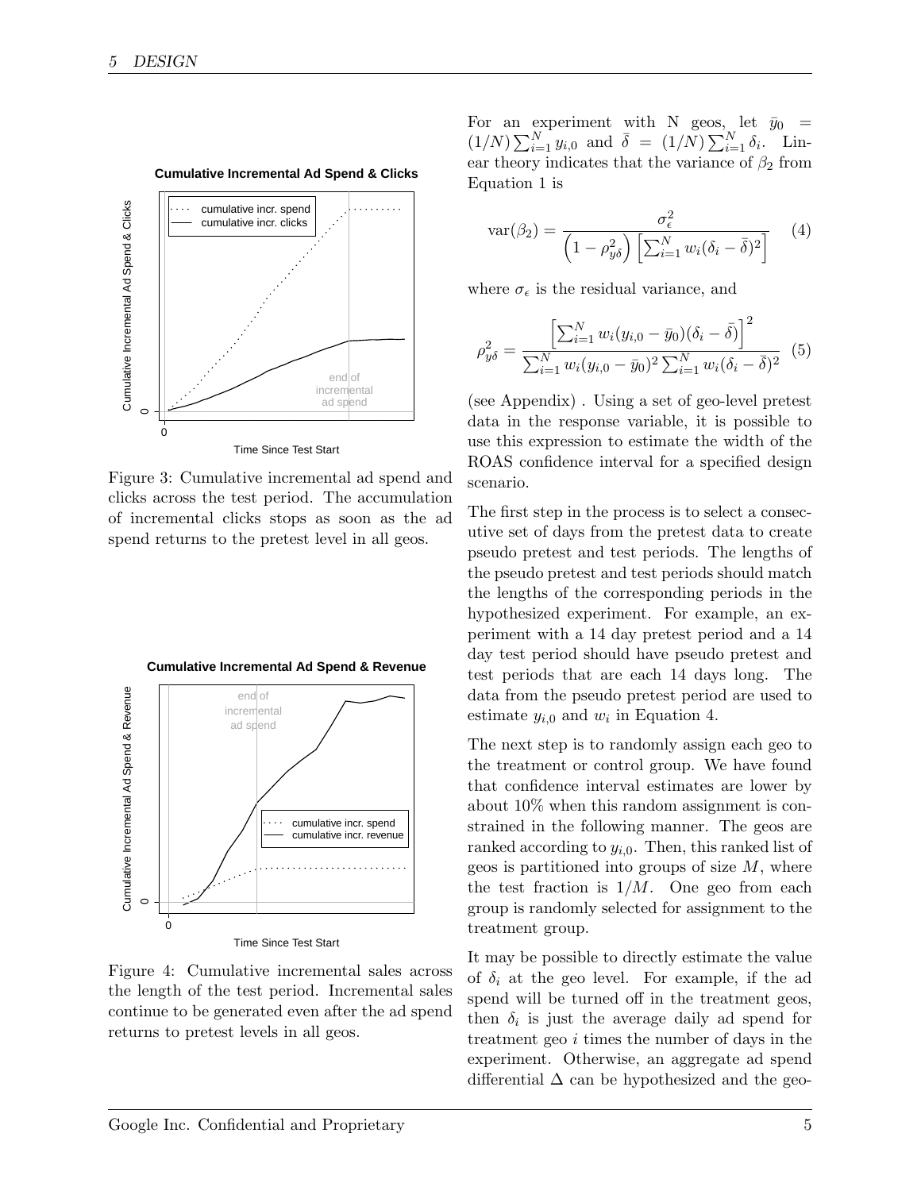Figure 3: Cumulative incremental ad spend and clicks across the test period. The accumulation of incremental clicks stops as soon as the ad spend returns to the pretest level in all geos.

Figure 4: Cumulative incremental sales across the length of the test period. Incremental sales continue to be generated even after the ad spend returns to pretest levels in all geos.

For an experiment with N geos, let $\bar{y}_0 = (1/N)\sum_{i=1}^{N} y_{i,0}$ and $\bar{\delta} = (1/N)\sum_{i=1}^{N} \delta_i$. Linear theory indicates that the variance of $\beta_2$ from Equation 1 is

$$\text{var}(\beta_2) = \frac{\sigma_\epsilon^2}{\left(1 - \rho_{y\delta}^2\right)\left[\sum_{i=1}^{N} w_i(\delta_i - \bar{\delta})^2\right]} \quad (4)$$

where $\sigma_\epsilon$ is the residual variance, and

$$\rho_{y\delta}^2 = \frac{\left[\sum_{i=1}^{N} w_i(y_{i,0} - \bar{y}_0)(\delta_i - \bar{\delta})\right]^2}{\sum_{i=1}^{N} w_i(y_{i,0} - \bar{y}_0)^2 \sum_{i=1}^{N} w_i(\delta_i - \bar{\delta})^2} \quad (5)$$

(see Appendix) . Using a set of geo-level pretest data in the response variable, it is possible to use this expression to estimate the width of the ROAS confidence interval for a specified design scenario.

The first step in the process is to select a consecutive set of days from the pretest data to create pseudo pretest and test periods. The lengths of the pseudo pretest and test periods should match the lengths of the corresponding periods in the hypothesized experiment. For example, an experiment with a 14 day pretest period and a 14 day test period should have pseudo pretest and test periods that are each 14 days long. The data from the pseudo pretest period are used to estimate $y_{i,0}$ and $w_i$ in Equation 4.

The next step is to randomly assign each geo to the treatment or control group. We have found that confidence interval estimates are lower by about 10% when this random assignment is constrained in the following manner. The geos are ranked according to $y_{i,0}$. Then, this ranked list of geos is partitioned into groups of size $M$, where the test fraction is $1/M$. One geo from each group is randomly selected for assignment to the treatment group.

It may be possible to directly estimate the value of $\delta_i$ at the geo level. For example, if the ad spend will be turned off in the treatment geos, then $\delta_i$ is just the average daily ad spend for treatment geo $i$ times the number of days in the experiment. Otherwise, an aggregate ad spend differential $\Delta$ can be hypothesized and the geo-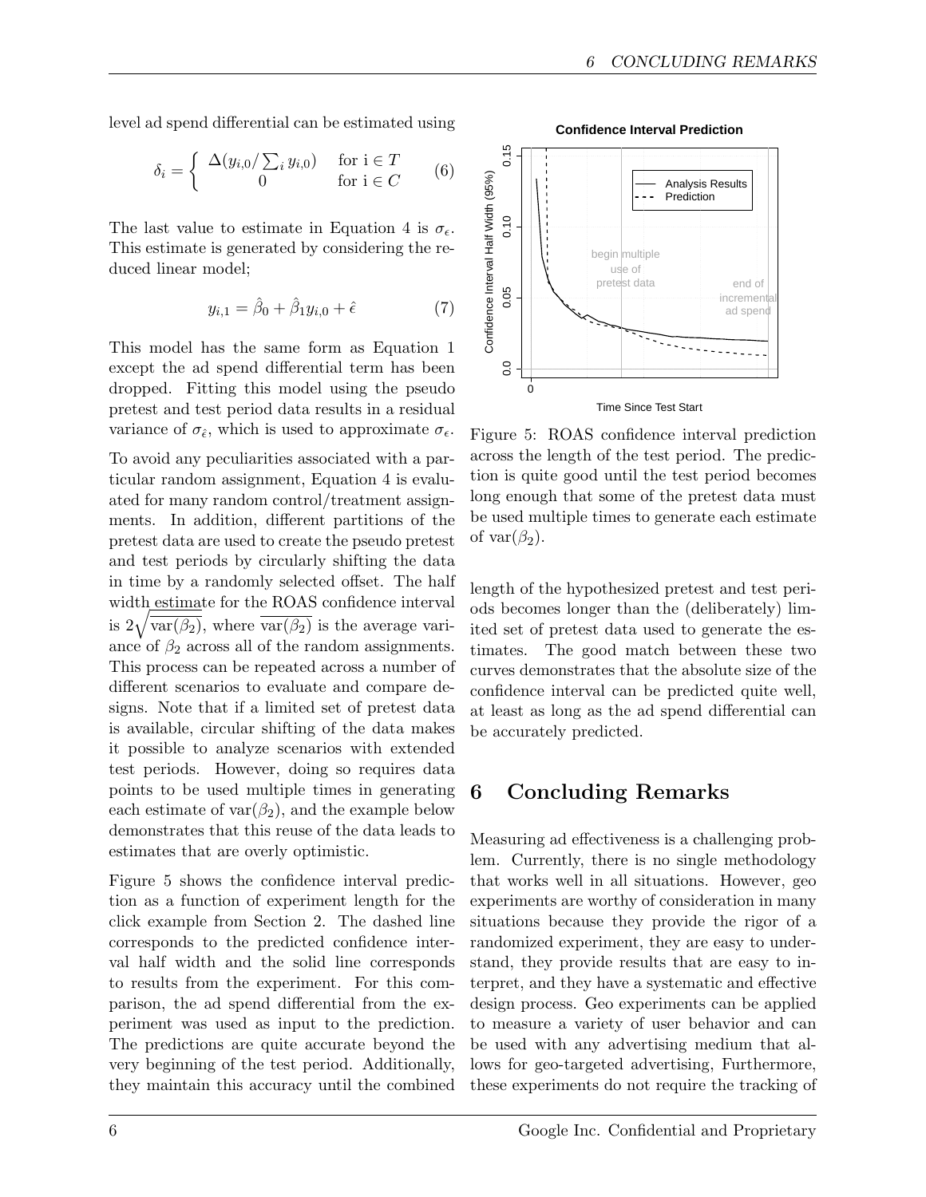level ad spend differential can be estimated using

$$\delta_i = \begin{cases} \Delta(y_{i,0}/\sum_i y_{i,0}) & \text{for i} \in T \\ 0 & \text{for i} \in C \end{cases} \tag{6}$$

The last value to estimate in Equation 4 is $\sigma_\epsilon$. This estimate is generated by considering the reduced linear model;

$$y_{i,1} = \hat{\beta}_0 + \hat{\beta}_1 y_{i,0} + \hat{\epsilon} \tag{7}$$

This model has the same form as Equation 1 except the ad spend differential term has been dropped. Fitting this model using the pseudo pretest and test period data results in a residual variance of $\sigma_{\hat{\epsilon}}$, which is used to approximate $\sigma_\epsilon$.

To avoid any peculiarities associated with a particular random assignment, Equation 4 is evaluated for many random control/treatment assignments. In addition, different partitions of the pretest data are used to create the pseudo pretest and test periods by circularly shifting the data in time by a randomly selected offset. The half width estimate for the ROAS confidence interval is $2\sqrt{\overline{\text{var}(\beta_2)}}$, where $\overline{\text{var}(\beta_2)}$ is the average variance of $\beta_2$ across all of the random assignments. This process can be repeated across a number of different scenarios to evaluate and compare designs. Note that if a limited set of pretest data is available, circular shifting of the data makes it possible to analyze scenarios with extended test periods. However, doing so requires data points to be used multiple times in generating each estimate of $\text{var}(\beta_2)$, and the example below demonstrates that this reuse of the data leads to estimates that are overly optimistic.

Figure 5 shows the confidence interval prediction as a function of experiment length for the click example from Section 2. The dashed line corresponds to the predicted confidence interval half width and the solid line corresponds to results from the experiment. For this comparison, the ad spend differential from the experiment was used as input to the prediction. The predictions are quite accurate beyond the very beginning of the test period. Additionally, they maintain this accuracy until the combined length of the hypothesized pretest and test periods becomes longer than the (deliberately) limited set of pretest data used to generate the estimates. The good match between these two curves demonstrates that the absolute size of the confidence interval can be predicted quite well, at least as long as the ad spend differential can be accurately predicted.

Figure 5: ROAS confidence interval prediction across the length of the test period. The prediction is quite good until the test period becomes long enough that some of the pretest data must be used multiple times to generate each estimate of $\text{var}(\beta_2)$.

## 6 Concluding Remarks

Measuring ad effectiveness is a challenging problem. Currently, there is no single methodology that works well in all situations. However, geo experiments are worthy of consideration in many situations because they provide the rigor of a randomized experiment, they are easy to understand, they provide results that are easy to interpret, and they have a systematic and effective design process. Geo experiments can be applied to measure a variety of user behavior and can be used with any advertising medium that allows for geo-targeted advertising, Furthermore, these experiments do not require the tracking of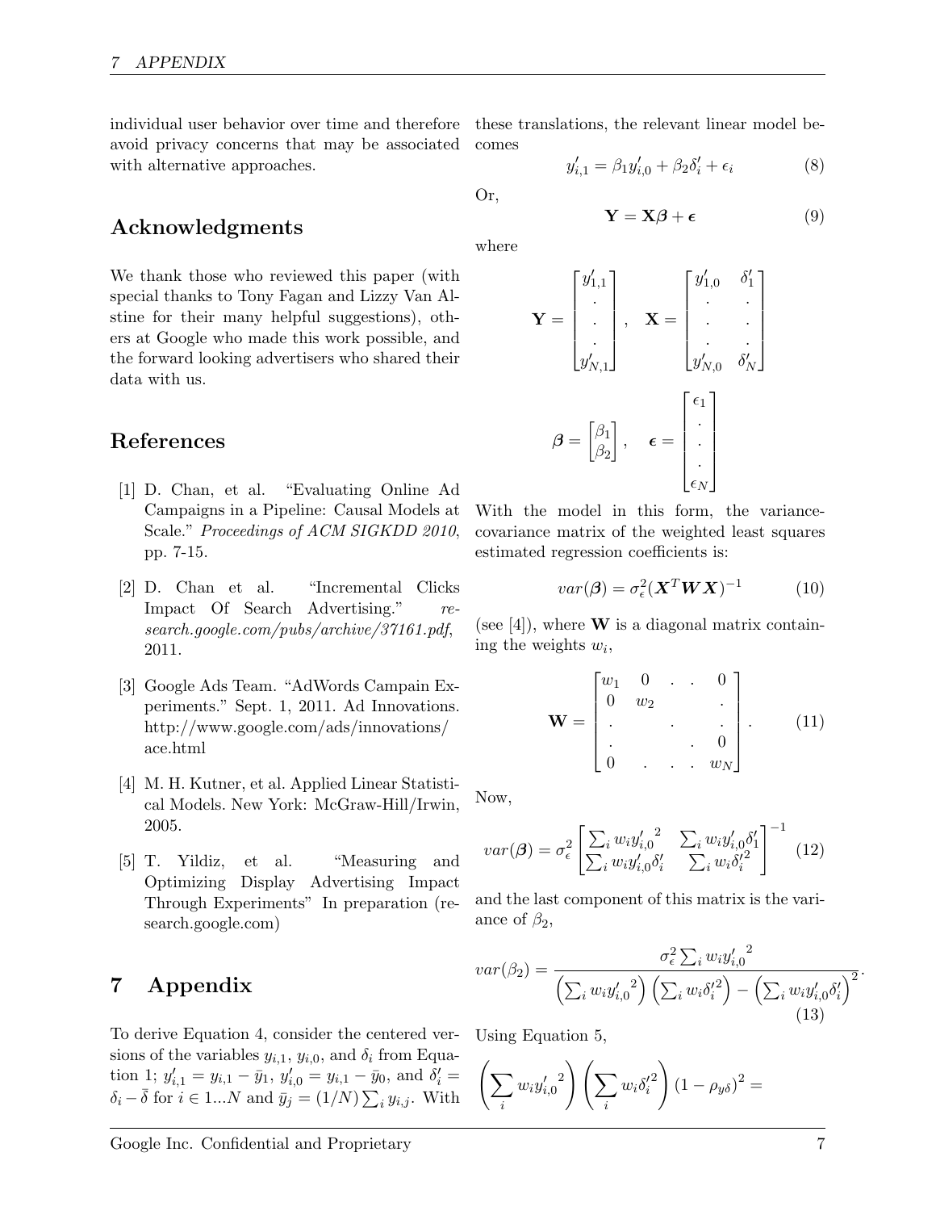individual user behavior over time and therefore avoid privacy concerns that may be associated with alternative approaches.

## Acknowledgments

We thank those who reviewed this paper (with special thanks to Tony Fagan and Lizzy Van Alstine for their many helpful suggestions), others at Google who made this work possible, and the forward looking advertisers who shared their data with us.

## References

[1] D. Chan, et al. "Evaluating Online Ad Campaigns in a Pipeline: Causal Models at Scale." *Proceedings of ACM SIGKDD 2010*, pp. 7-15.

[2] D. Chan et al. "Incremental Clicks Impact Of Search Advertising." *research.google.com/pubs/archive/37161.pdf*, 2011.

[3] Google Ads Team. "AdWords Campain Experiments." Sept. 1, 2011. Ad Innovations. http://www.google.com/ads/innovations/ace.html

[4] M. H. Kutner, et al. Applied Linear Statistical Models. New York: McGraw-Hill/Irwin, 2005.

[5] T. Yildiz, et al. "Measuring and Optimizing Display Advertising Impact Through Experiments" In preparation (research.google.com)

# 7 Appendix

To derive Equation 4, consider the centered versions of the variables $y_{i,1}$, $y_{i,0}$, and $\delta_i$ from Equation 1; $y'_{i,1} = y_{i,1} - \bar{y}_1$, $y'_{i,0} = y_{i,1} - \bar{y}_0$, and $\delta'_i = \delta_i - \bar{\delta}$ for $i \in 1...N$ and $\bar{y}_j = (1/N)\sum_i y_{i,j}$. With these translations, the relevant linear model becomes

$$y'_{i,1} = \beta_1 y'_{i,0} + \beta_2 \delta'_i + \epsilon_i \tag{8}$$

Or,

$$\mathbf{Y} = \mathbf{X}\boldsymbol{\beta} + \boldsymbol{\epsilon} \tag{9}$$

where

$$\mathbf{Y} = \begin{bmatrix} y'_{1,1} \\ . \\ . \\ . \\ y'_{N,1} \end{bmatrix}, \quad \mathbf{X} = \begin{bmatrix} y'_{1,0} & \delta'_1 \\ . & . \\ . & . \\ . & . \\ y'_{N,0} & \delta'_N \end{bmatrix}$$

$$\boldsymbol{\beta} = \begin{bmatrix} \beta_1 \\ \beta_2 \end{bmatrix}, \quad \boldsymbol{\epsilon} = \begin{bmatrix} \epsilon_1 \\ . \\ . \\ . \\ \epsilon_N \end{bmatrix}$$

With the model in this form, the variance-covariance matrix of the weighted least squares estimated regression coefficients is:

$$var(\boldsymbol{\beta}) = \sigma_\epsilon^2 (\boldsymbol{X}^T \boldsymbol{W} \boldsymbol{X})^{-1} \tag{10}$$

(see [4]), where $\mathbf{W}$ is a diagonal matrix containing the weights $w_i$,

$$\mathbf{W} = \begin{bmatrix} w_1 & 0 & . & . & 0 \\ 0 & w_2 & & & . \\ . & & . & & . \\ . & & & . & 0 \\ 0 & . & . & . & w_N \end{bmatrix}. \tag{11}$$

Now,

$$var(\boldsymbol{\beta}) = \sigma_\epsilon^2 \begin{bmatrix} \sum_i w_i {y'_{i,0}}^2 & \sum_i w_i y'_{i,0}\delta'_1 \\ \sum_i w_i y'_{i,0}\delta'_i & \sum_i w_i {\delta'_i}^2 \end{bmatrix}^{-1} \tag{12}$$

and the last component of this matrix is the variance of $\beta_2$,

$$var(\beta_2) = \frac{\sigma_\epsilon^2 \sum_i w_i {y'_{i,0}}^2}{\left(\sum_i w_i {y'_{i,0}}^2\right)\left(\sum_i w_i {\delta'_i}^2\right) - \left(\sum_i w_i y'_{i,0}\delta'_i\right)^2}. \tag{13}$$

Using Equation 5,

$$\left(\sum_i w_i {y'_{i,0}}^2\right)\left(\sum_i w_i {\delta'_i}^2\right)(1 - \rho_{y\delta})^2 =$$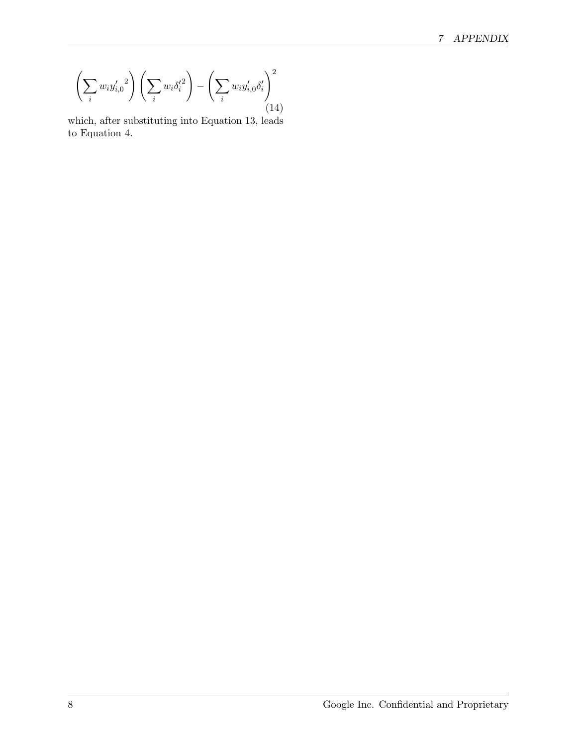$$\left(\sum_i w_i {y'_{i,0}}^2\right)\left(\sum_i w_i {\delta'_i}^2\right) - \left(\sum_i w_i y'_{i,0}\delta'_i\right)^2 \tag{14}$$

which, after substituting into Equation 13, leads to Equation 4.